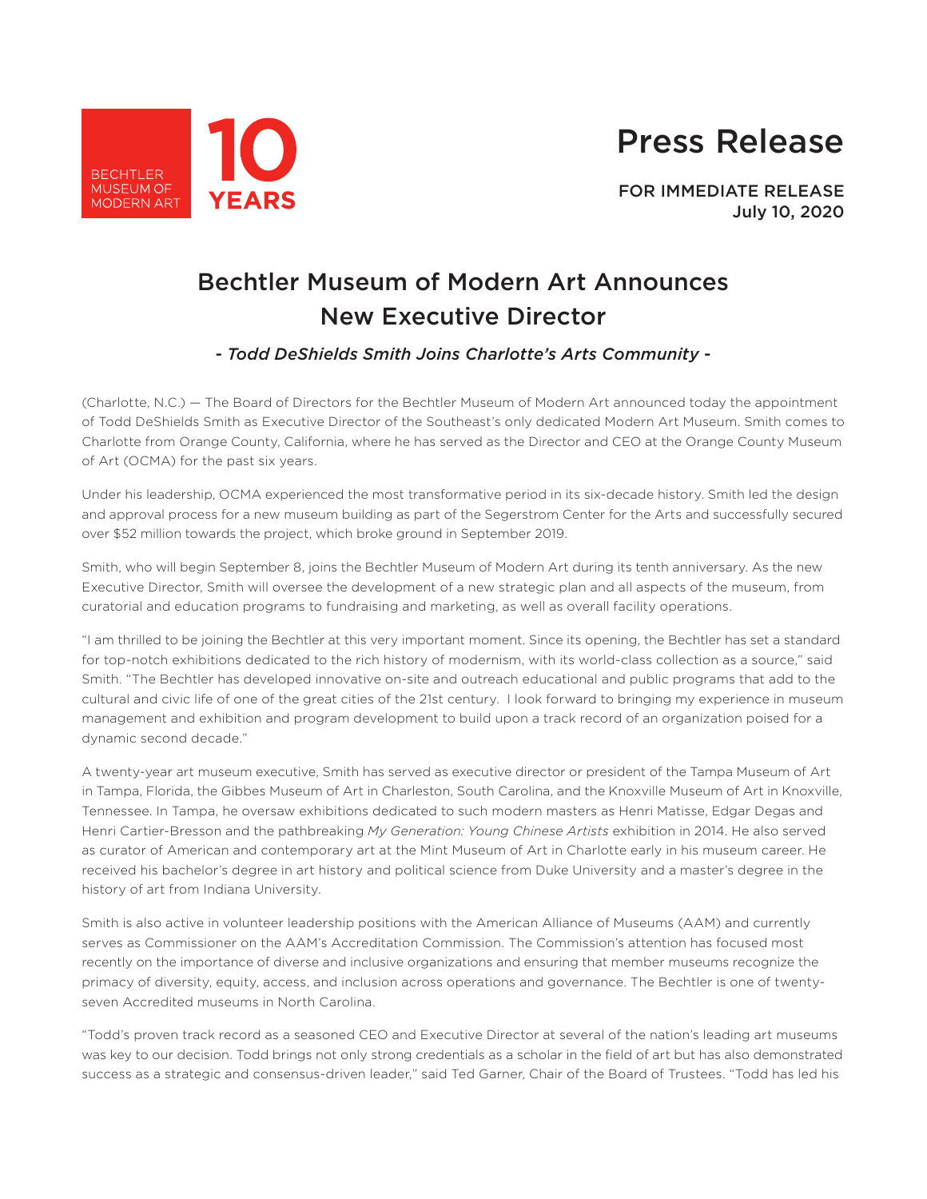BECHTLER MUSEUM OF MODERN ART **10 YEARS**

# Press Release

FOR IMMEDIATE RELEASE
July 10, 2020

## Bechtler Museum of Modern Art Announces New Executive Director

*- Todd DeShields Smith Joins Charlotte's Arts Community -*

(Charlotte, N.C.) — The Board of Directors for the Bechtler Museum of Modern Art announced today the appointment of Todd DeShields Smith as Executive Director of the Southeast's only dedicated Modern Art Museum. Smith comes to Charlotte from Orange County, California, where he has served as the Director and CEO at the Orange County Museum of Art (OCMA) for the past six years.

Under his leadership, OCMA experienced the most transformative period in its six-decade history. Smith led the design and approval process for a new museum building as part of the Segerstrom Center for the Arts and successfully secured over $52 million towards the project, which broke ground in September 2019.

Smith, who will begin September 8, joins the Bechtler Museum of Modern Art during its tenth anniversary. As the new Executive Director, Smith will oversee the development of a new strategic plan and all aspects of the museum, from curatorial and education programs to fundraising and marketing, as well as overall facility operations.

"I am thrilled to be joining the Bechtler at this very important moment. Since its opening, the Bechtler has set a standard for top-notch exhibitions dedicated to the rich history of modernism, with its world-class collection as a source," said Smith. "The Bechtler has developed innovative on-site and outreach educational and public programs that add to the cultural and civic life of one of the great cities of the 21st century. I look forward to bringing my experience in museum management and exhibition and program development to build upon a track record of an organization poised for a dynamic second decade."

A twenty-year art museum executive, Smith has served as executive director or president of the Tampa Museum of Art in Tampa, Florida, the Gibbes Museum of Art in Charleston, South Carolina, and the Knoxville Museum of Art in Knoxville, Tennessee. In Tampa, he oversaw exhibitions dedicated to such modern masters as Henri Matisse, Edgar Degas and Henri Cartier-Bresson and the pathbreaking *My Generation: Young Chinese Artists* exhibition in 2014. He also served as curator of American and contemporary art at the Mint Museum of Art in Charlotte early in his museum career. He received his bachelor's degree in art history and political science from Duke University and a master's degree in the history of art from Indiana University.

Smith is also active in volunteer leadership positions with the American Alliance of Museums (AAM) and currently serves as Commissioner on the AAM's Accreditation Commission. The Commission's attention has focused most recently on the importance of diverse and inclusive organizations and ensuring that member museums recognize the primacy of diversity, equity, access, and inclusion across operations and governance. The Bechtler is one of twenty-seven Accredited museums in North Carolina.

"Todd's proven track record as a seasoned CEO and Executive Director at several of the nation's leading art museums was key to our decision. Todd brings not only strong credentials as a scholar in the field of art but has also demonstrated success as a strategic and consensus-driven leader," said Ted Garner, Chair of the Board of Trustees. "Todd has led his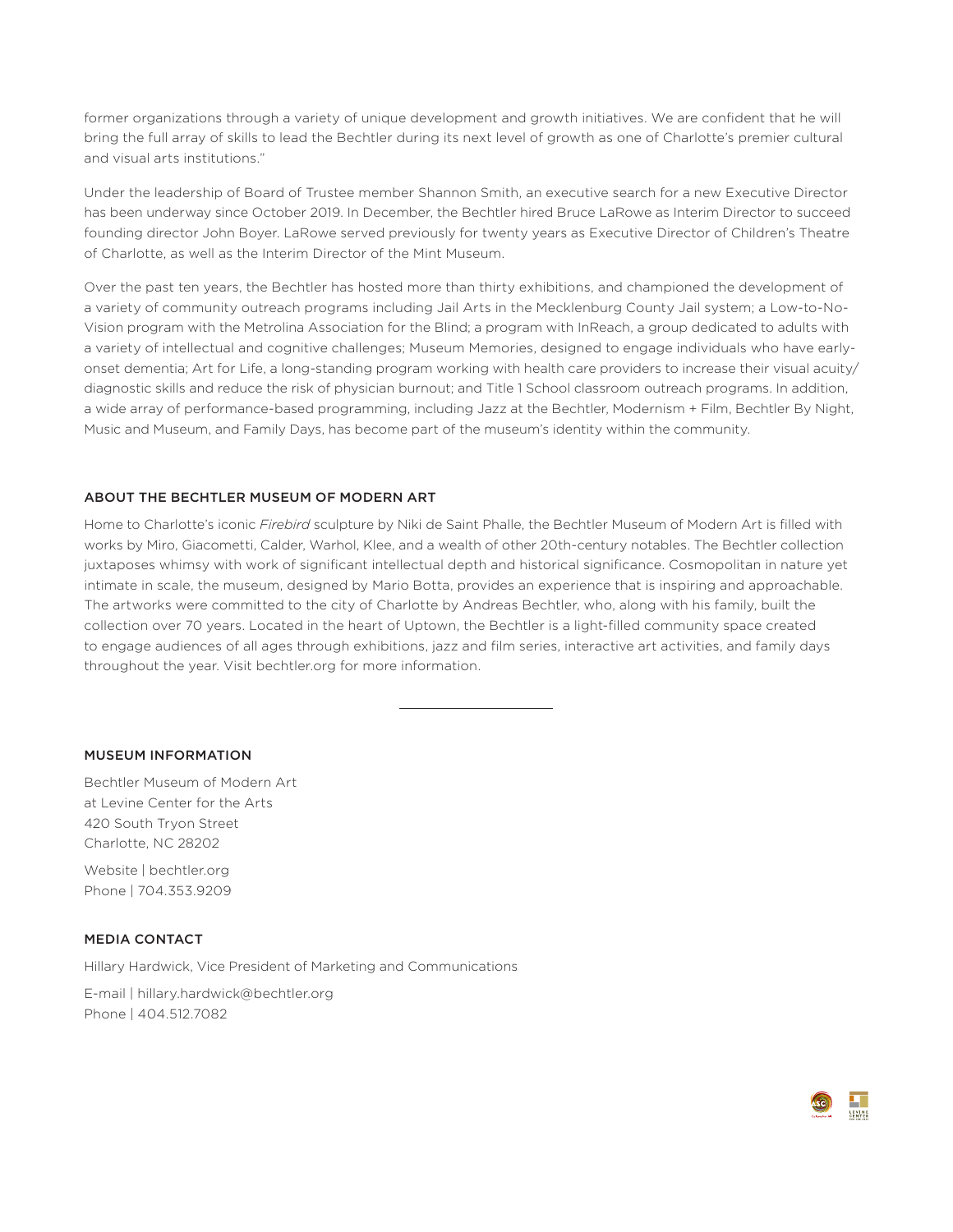former organizations through a variety of unique development and growth initiatives. We are confident that he will bring the full array of skills to lead the Bechtler during its next level of growth as one of Charlotte's premier cultural and visual arts institutions."

Under the leadership of Board of Trustee member Shannon Smith, an executive search for a new Executive Director has been underway since October 2019. In December, the Bechtler hired Bruce LaRowe as Interim Director to succeed founding director John Boyer. LaRowe served previously for twenty years as Executive Director of Children's Theatre of Charlotte, as well as the Interim Director of the Mint Museum.

Over the past ten years, the Bechtler has hosted more than thirty exhibitions, and championed the development of a variety of community outreach programs including Jail Arts in the Mecklenburg County Jail system; a Low-to-No-Vision program with the Metrolina Association for the Blind; a program with InReach, a group dedicated to adults with a variety of intellectual and cognitive challenges; Museum Memories, designed to engage individuals who have early-onset dementia; Art for Life, a long-standing program working with health care providers to increase their visual acuity/diagnostic skills and reduce the risk of physician burnout; and Title 1 School classroom outreach programs. In addition, a wide array of performance-based programming, including Jazz at the Bechtler, Modernism + Film, Bechtler By Night, Music and Museum, and Family Days, has become part of the museum's identity within the community.

## ABOUT THE BECHTLER MUSEUM OF MODERN ART

Home to Charlotte's iconic *Firebird* sculpture by Niki de Saint Phalle, the Bechtler Museum of Modern Art is filled with works by Miro, Giacometti, Calder, Warhol, Klee, and a wealth of other 20th-century notables. The Bechtler collection juxtaposes whimsy with work of significant intellectual depth and historical significance. Cosmopolitan in nature yet intimate in scale, the museum, designed by Mario Botta, provides an experience that is inspiring and approachable. The artworks were committed to the city of Charlotte by Andreas Bechtler, who, along with his family, built the collection over 70 years. Located in the heart of Uptown, the Bechtler is a light-filled community space created to engage audiences of all ages through exhibitions, jazz and film series, interactive art activities, and family days throughout the year. Visit bechtler.org for more information.

---

## MUSEUM INFORMATION

Bechtler Museum of Modern Art
at Levine Center for the Arts
420 South Tryon Street
Charlotte, NC 28202

Website | bechtler.org
Phone | 704.353.9209

## MEDIA CONTACT

Hillary Hardwick, Vice President of Marketing and Communications

E-mail | hillary.hardwick@bechtler.org
Phone | 404.512.7082